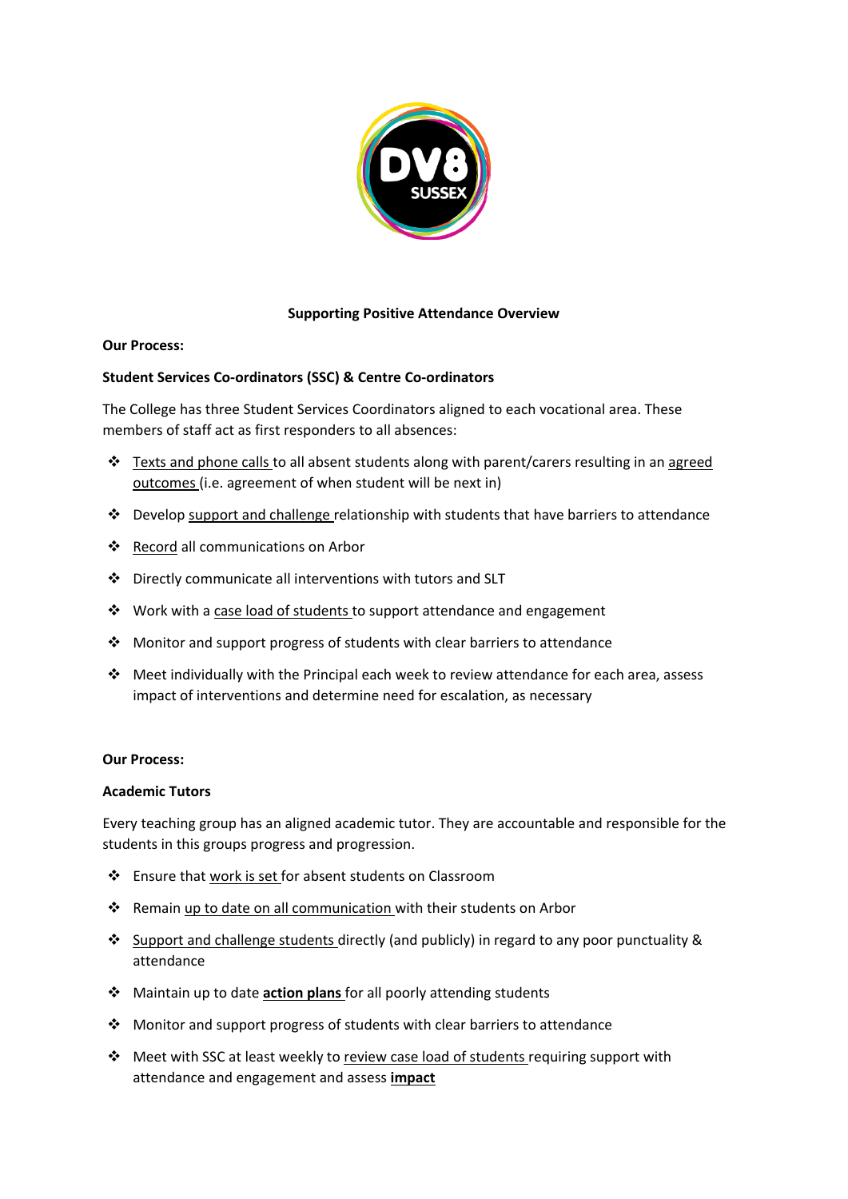**Supporting Positive Attendance Overview**

**Our Process:**

**Student Services Co-ordinators (SSC) & Centre Co-ordinators**

The College has three Student Services Coordinators aligned to each vocational area. These members of staff act as first responders to all absences:

- Texts and phone calls to all absent students along with parent/carers resulting in an agreed outcomes (i.e. agreement of when student will be next in)
- Develop support and challenge relationship with students that have barriers to attendance
- Record all communications on Arbor
- Directly communicate all interventions with tutors and SLT
- Work with a case load of students to support attendance and engagement
- Monitor and support progress of students with clear barriers to attendance
- Meet individually with the Principal each week to review attendance for each area, assess impact of interventions and determine need for escalation, as necessary

**Our Process:**

**Academic Tutors**

Every teaching group has an aligned academic tutor. They are accountable and responsible for the students in this groups progress and progression.

- Ensure that work is set for absent students on Classroom
- Remain up to date on all communication with their students on Arbor
- Support and challenge students directly (and publicly) in regard to any poor punctuality & attendance
- Maintain up to date **action plans** for all poorly attending students
- Monitor and support progress of students with clear barriers to attendance
- Meet with SSC at least weekly to review case load of students requiring support with attendance and engagement and assess **impact**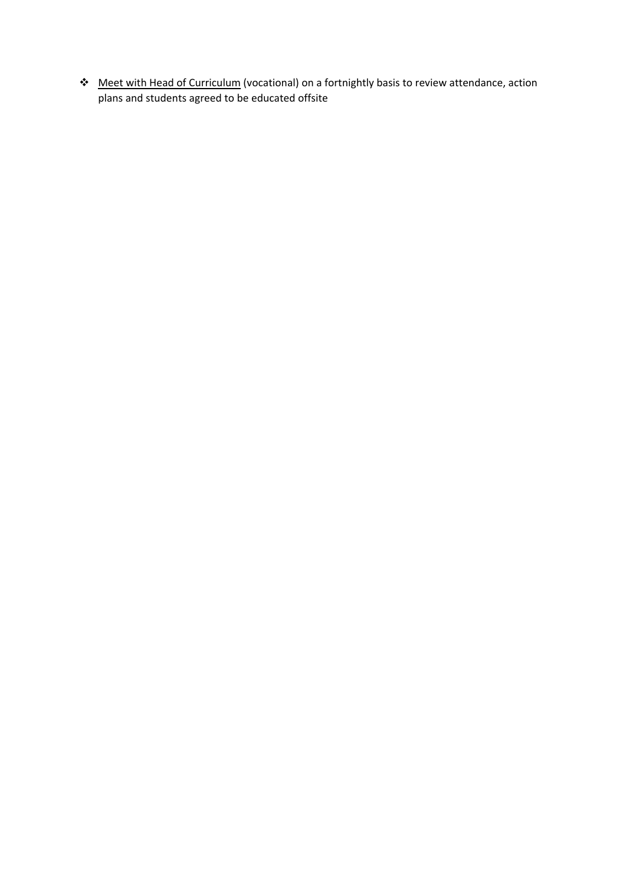- <u>Meet with Head of Curriculum</u> (vocational) on a fortnightly basis to review attendance, action plans and students agreed to be educated offsite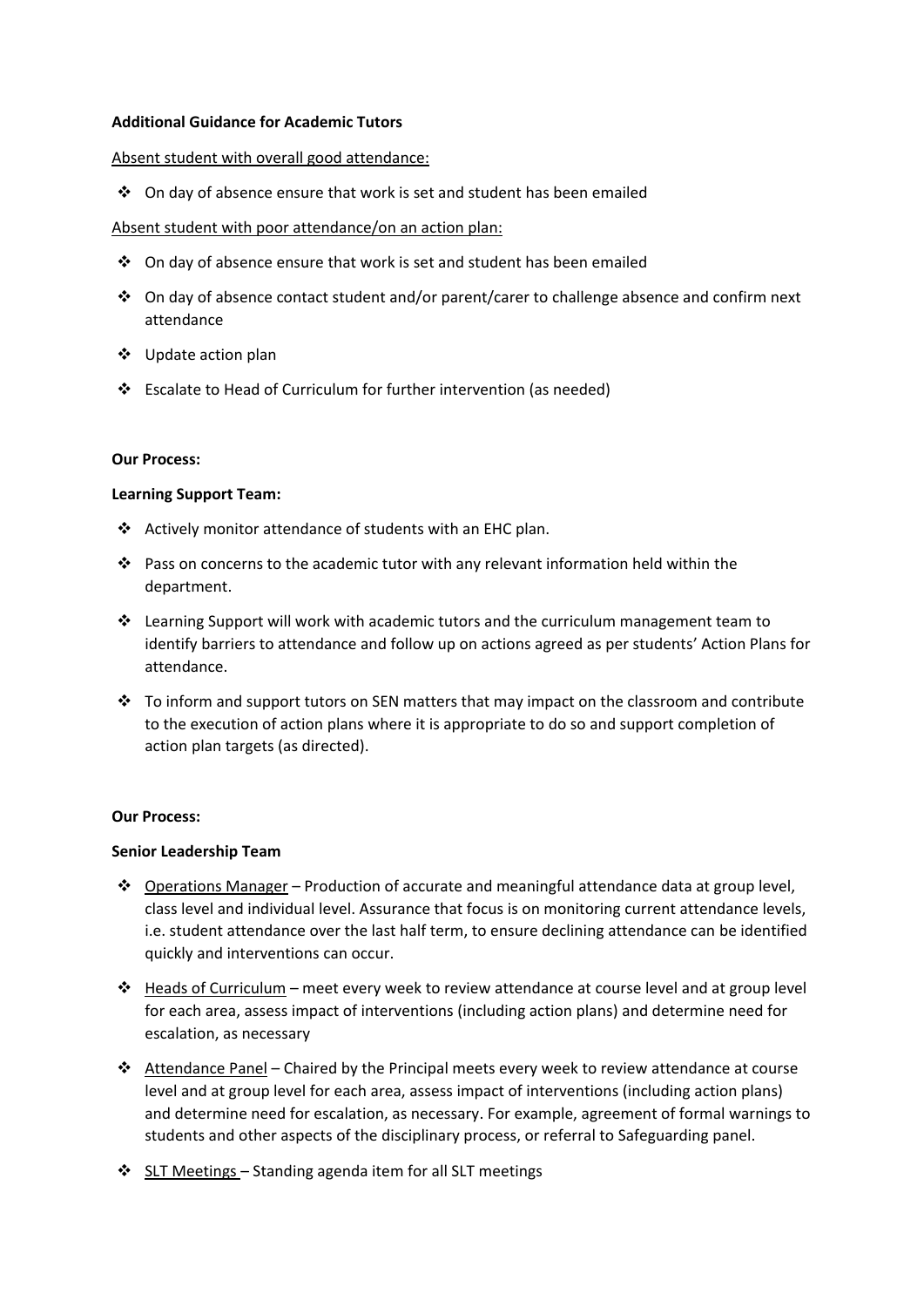**Additional Guidance for Academic Tutors**

Absent student with overall good attendance:

- On day of absence ensure that work is set and student has been emailed

Absent student with poor attendance/on an action plan:

- On day of absence ensure that work is set and student has been emailed
- On day of absence contact student and/or parent/carer to challenge absence and confirm next attendance
- Update action plan
- Escalate to Head of Curriculum for further intervention (as needed)

**Our Process:**

**Learning Support Team:**

- Actively monitor attendance of students with an EHC plan.
- Pass on concerns to the academic tutor with any relevant information held within the department.
- Learning Support will work with academic tutors and the curriculum management team to identify barriers to attendance and follow up on actions agreed as per students' Action Plans for attendance.
- To inform and support tutors on SEN matters that may impact on the classroom and contribute to the execution of action plans where it is appropriate to do so and support completion of action plan targets (as directed).

**Our Process:**

**Senior Leadership Team**

- Operations Manager – Production of accurate and meaningful attendance data at group level, class level and individual level. Assurance that focus is on monitoring current attendance levels, i.e. student attendance over the last half term, to ensure declining attendance can be identified quickly and interventions can occur.
- Heads of Curriculum – meet every week to review attendance at course level and at group level for each area, assess impact of interventions (including action plans) and determine need for escalation, as necessary
- Attendance Panel – Chaired by the Principal meets every week to review attendance at course level and at group level for each area, assess impact of interventions (including action plans) and determine need for escalation, as necessary. For example, agreement of formal warnings to students and other aspects of the disciplinary process, or referral to Safeguarding panel.
- SLT Meetings – Standing agenda item for all SLT meetings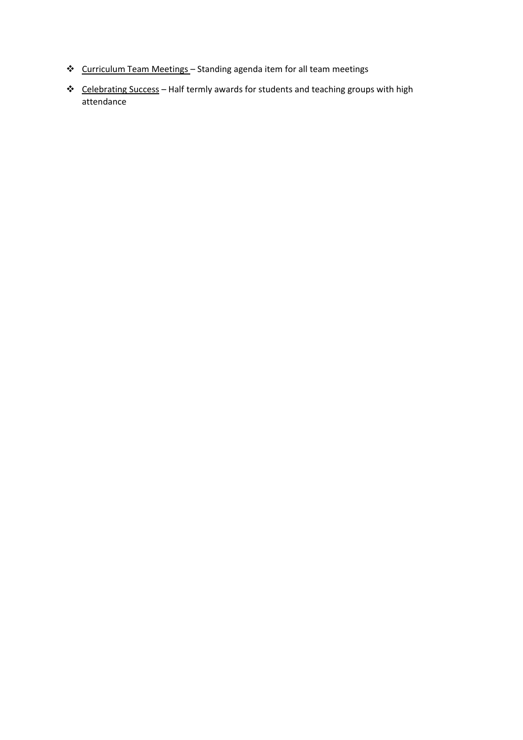- Curriculum Team Meetings – Standing agenda item for all team meetings
- Celebrating Success – Half termly awards for students and teaching groups with high attendance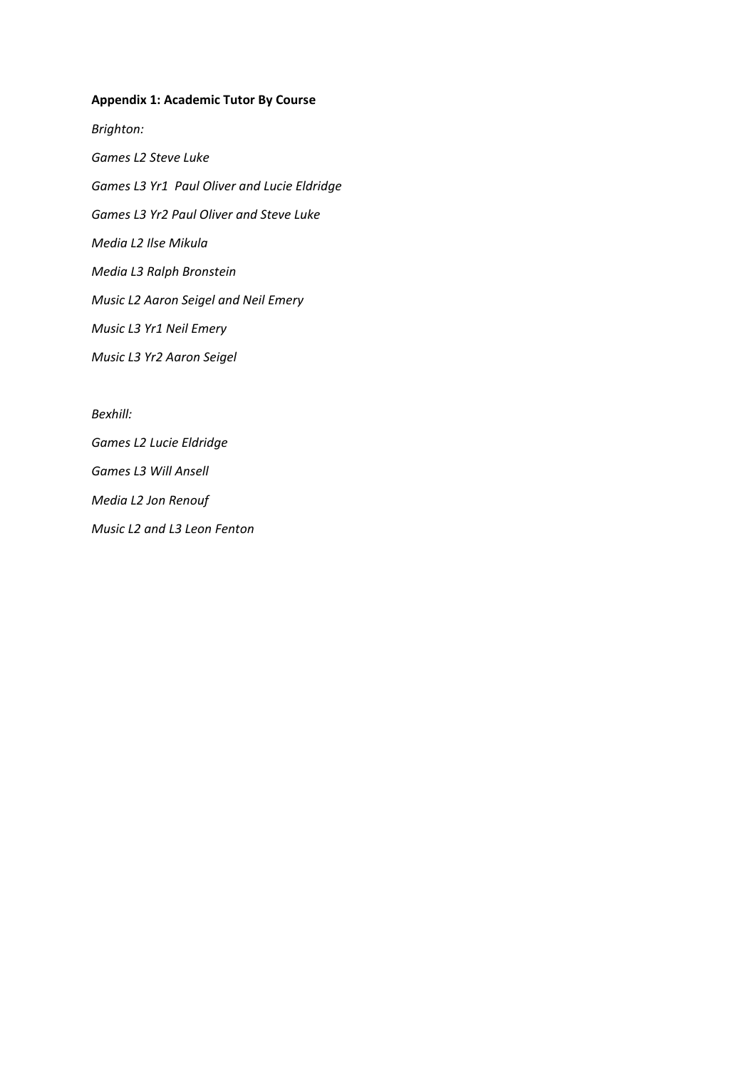**Appendix 1: Academic Tutor By Course**

*Brighton:*

*Games L2 Steve Luke*

*Games L3 Yr1 Paul Oliver and Lucie Eldridge*

*Games L3 Yr2 Paul Oliver and Steve Luke*

*Media L2 Ilse Mikula*

*Media L3 Ralph Bronstein*

*Music L2 Aaron Seigel and Neil Emery*

*Music L3 Yr1 Neil Emery*

*Music L3 Yr2 Aaron Seigel*

*Bexhill:*

*Games L2 Lucie Eldridge*

*Games L3 Will Ansell*

*Media L2 Jon Renouf*

*Music L2 and L3 Leon Fenton*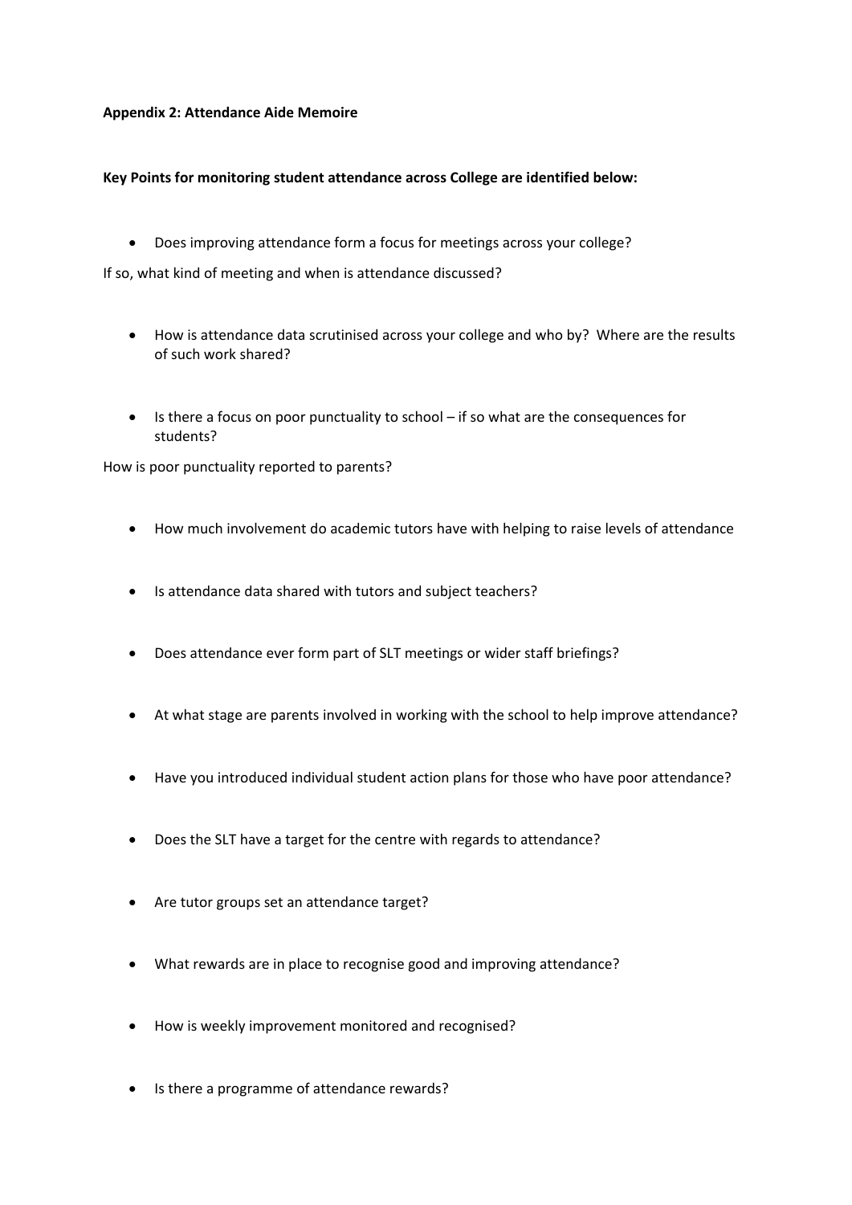**Appendix 2: Attendance Aide Memoire**

**Key Points for monitoring student attendance across College are identified below:**

- Does improving attendance form a focus for meetings across your college?

If so, what kind of meeting and when is attendance discussed?

- How is attendance data scrutinised across your college and who by? Where are the results of such work shared?

- Is there a focus on poor punctuality to school – if so what are the consequences for students?

How is poor punctuality reported to parents?

- How much involvement do academic tutors have with helping to raise levels of attendance

- Is attendance data shared with tutors and subject teachers?

- Does attendance ever form part of SLT meetings or wider staff briefings?

- At what stage are parents involved in working with the school to help improve attendance?

- Have you introduced individual student action plans for those who have poor attendance?

- Does the SLT have a target for the centre with regards to attendance?

- Are tutor groups set an attendance target?

- What rewards are in place to recognise good and improving attendance?

- How is weekly improvement monitored and recognised?

- Is there a programme of attendance rewards?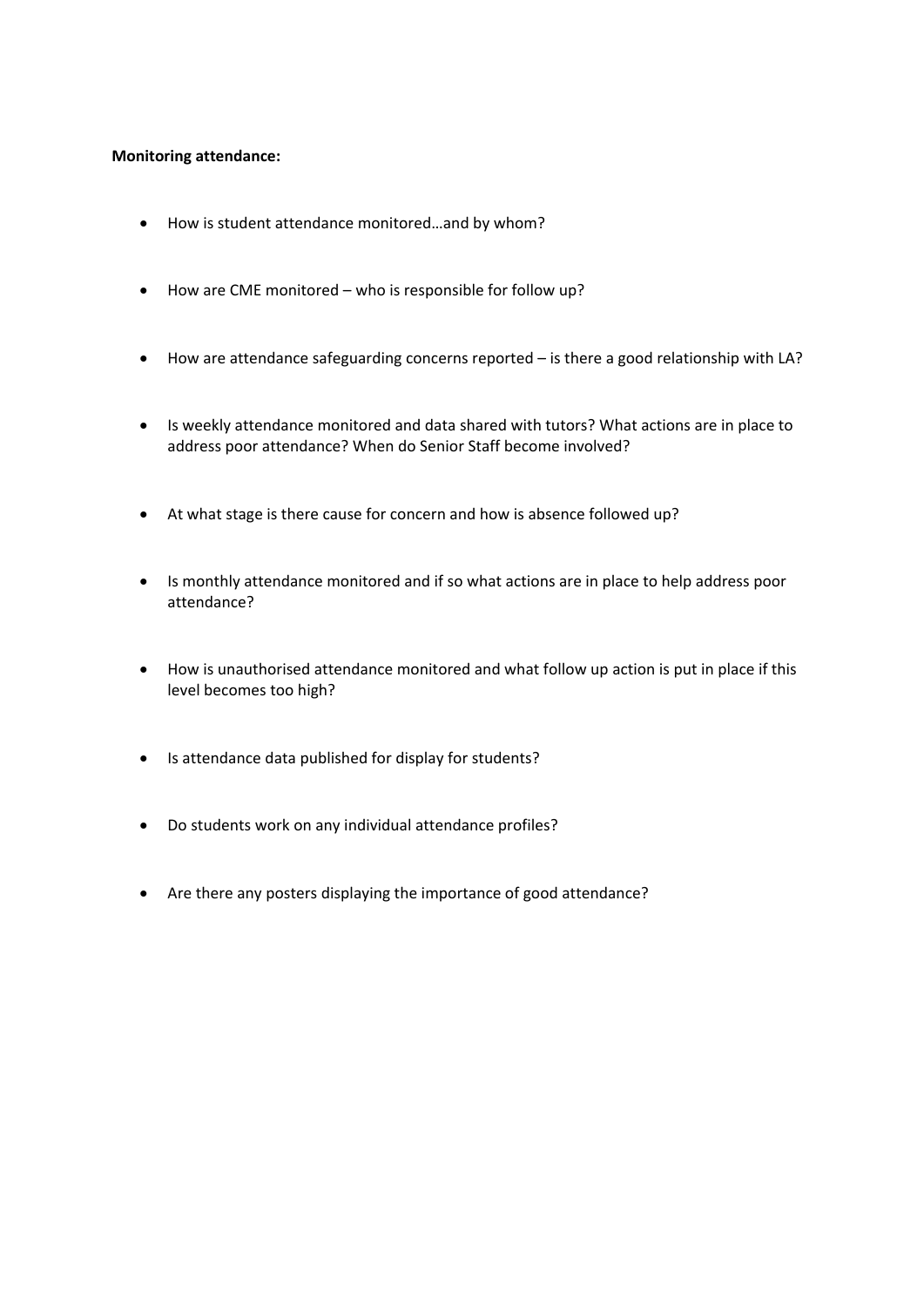**Monitoring attendance:**

- How is student attendance monitored…and by whom?
- How are CME monitored – who is responsible for follow up?
- How are attendance safeguarding concerns reported – is there a good relationship with LA?
- Is weekly attendance monitored and data shared with tutors? What actions are in place to address poor attendance? When do Senior Staff become involved?
- At what stage is there cause for concern and how is absence followed up?
- Is monthly attendance monitored and if so what actions are in place to help address poor attendance?
- How is unauthorised attendance monitored and what follow up action is put in place if this level becomes too high?
- Is attendance data published for display for students?
- Do students work on any individual attendance profiles?
- Are there any posters displaying the importance of good attendance?